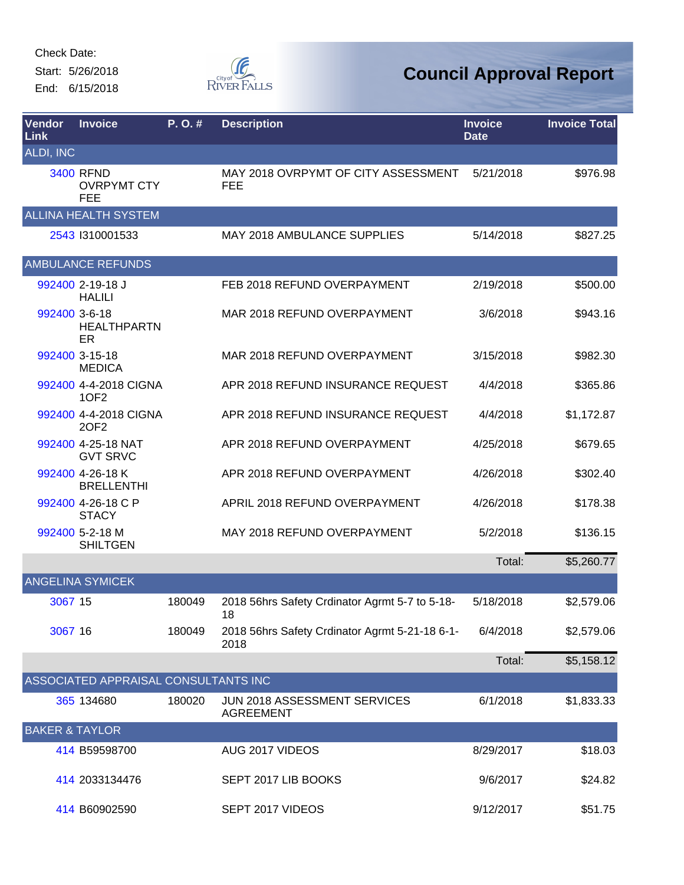Check Date:
Start: 5/26/2018
End: 6/15/2018

City of River Falls

# Council Approval Report

| Vendor Link | Invoice | P. O. # | Description | Invoice Date | Invoice Total |
|---|---|---|---|---|---|
| ALDI, INC | | | | | |
| 3400 | RFND OVRPYMT CTY FEE | | MAY 2018 OVRPYMT OF CITY ASSESSMENT FEE | 5/21/2018 | $976.98 |
| ALLINA HEALTH SYSTEM | | | | | |
| 2543 | I310001533 | | MAY 2018 AMBULANCE SUPPLIES | 5/14/2018 | $827.25 |
| AMBULANCE REFUNDS | | | | | |
| 992400 | 2-19-18 J HALILI | | FEB 2018 REFUND OVERPAYMENT | 2/19/2018 | $500.00 |
| 992400 | 3-6-18 HEALTHPARTNER | | MAR 2018 REFUND OVERPAYMENT | 3/6/2018 | $943.16 |
| 992400 | 3-15-18 MEDICA | | MAR 2018 REFUND OVERPAYMENT | 3/15/2018 | $982.30 |
| 992400 | 4-4-2018 CIGNA 1OF2 | | APR 2018 REFUND INSURANCE REQUEST | 4/4/2018 | $365.86 |
| 992400 | 4-4-2018 CIGNA 2OF2 | | APR 2018 REFUND INSURANCE REQUEST | 4/4/2018 | $1,172.87 |
| 992400 | 4-25-18 NAT GVT SRVC | | APR 2018 REFUND OVERPAYMENT | 4/25/2018 | $679.65 |
| 992400 | 4-26-18 K BRELLENTHI | | APR 2018 REFUND OVERPAYMENT | 4/26/2018 | $302.40 |
| 992400 | 4-26-18 C P STACY | | APRIL 2018 REFUND OVERPAYMENT | 4/26/2018 | $178.38 |
| 992400 | 5-2-18 M SHILTGEN | | MAY 2018 REFUND OVERPAYMENT | 5/2/2018 | $136.15 |
| | | | | Total: | $5,260.77 |
| ANGELINA SYMICEK | | | | | |
| 3067 | 15 | 180049 | 2018 56hrs Safety Crdinator Agrmt 5-7 to 5-18-18 | 5/18/2018 | $2,579.06 |
| 3067 | 16 | 180049 | 2018 56hrs Safety Crdinator Agrmt 5-21-18 6-1-2018 | 6/4/2018 | $2,579.06 |
| | | | | Total: | $5,158.12 |
| ASSOCIATED APPRAISAL CONSULTANTS INC | | | | | |
| 365 | 134680 | 180020 | JUN 2018 ASSESSMENT SERVICES AGREEMENT | 6/1/2018 | $1,833.33 |
| BAKER & TAYLOR | | | | | |
| 414 | B59598700 | | AUG 2017 VIDEOS | 8/29/2017 | $18.03 |
| 414 | 2033134476 | | SEPT 2017 LIB BOOKS | 9/6/2017 | $24.82 |
| 414 | B60902590 | | SEPT 2017 VIDEOS | 9/12/2017 | $51.75 |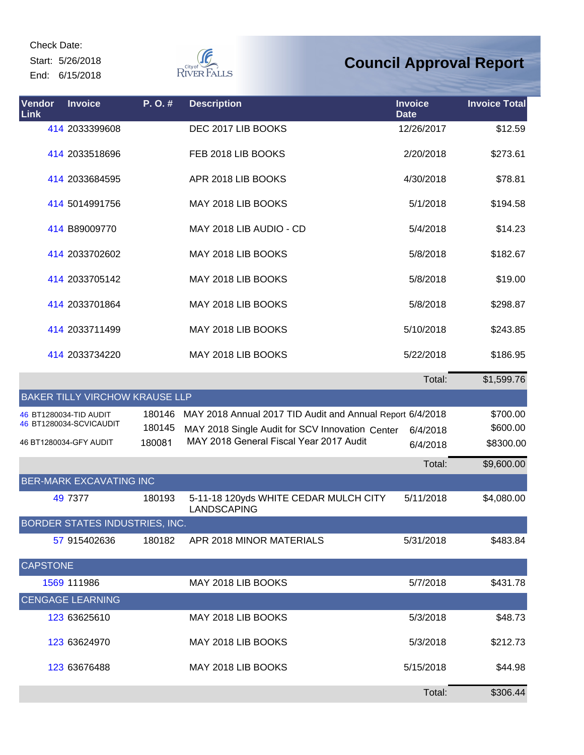Check Date:
Start: 5/26/2018
End: 6/15/2018

# Council Approval Report

| Vendor Link | Invoice | P. O. # | Description | Invoice Date | Invoice Total |
|---|---|---|---|---|---|
| 414 | 2033399608 | | DEC 2017 LIB BOOKS | 12/26/2017 | $12.59 |
| 414 | 2033518696 | | FEB 2018 LIB BOOKS | 2/20/2018 | $273.61 |
| 414 | 2033684595 | | APR 2018 LIB BOOKS | 4/30/2018 | $78.81 |
| 414 | 5014991756 | | MAY 2018 LIB BOOKS | 5/1/2018 | $194.58 |
| 414 | B89009770 | | MAY 2018 LIB AUDIO - CD | 5/4/2018 | $14.23 |
| 414 | 2033702602 | | MAY 2018 LIB BOOKS | 5/8/2018 | $182.67 |
| 414 | 2033705142 | | MAY 2018 LIB BOOKS | 5/8/2018 | $19.00 |
| 414 | 2033701864 | | MAY 2018 LIB BOOKS | 5/8/2018 | $298.87 |
| 414 | 2033711499 | | MAY 2018 LIB BOOKS | 5/10/2018 | $243.85 |
| 414 | 2033734220 | | MAY 2018 LIB BOOKS | 5/22/2018 | $186.95 |
| | | | | Total: | $1,599.76 |
| **BAKER TILLY VIRCHOW KRAUSE LLP** | | | | | |
| 46 | BT1280034-TID AUDIT | 180146 | MAY 2018 Annual 2017 TID Audit and Annual Report | 6/4/2018 | $700.00 |
| 46 | BT1280034-SCVICAUDIT | 180145 | MAY 2018 Single Audit for SCV Innovation Center | 6/4/2018 | $600.00 |
| 46 | BT1280034-GFY AUDIT | 180081 | MAY 2018 General Fiscal Year 2017 Audit | 6/4/2018 | $8300.00 |
| | | | | Total: | $9,600.00 |
| **BER-MARK EXCAVATING INC** | | | | | |
| 49 | 7377 | 180193 | 5-11-18 120yds WHITE CEDAR MULCH CITY LANDSCAPING | 5/11/2018 | $4,080.00 |
| **BORDER STATES INDUSTRIES, INC.** | | | | | |
| 57 | 915402636 | 180182 | APR 2018 MINOR MATERIALS | 5/31/2018 | $483.84 |
| **CAPSTONE** | | | | | |
| 1569 | 111986 | | MAY 2018 LIB BOOKS | 5/7/2018 | $431.78 |
| **CENGAGE LEARNING** | | | | | |
| 123 | 63625610 | | MAY 2018 LIB BOOKS | 5/3/2018 | $48.73 |
| 123 | 63624970 | | MAY 2018 LIB BOOKS | 5/3/2018 | $212.73 |
| 123 | 63676488 | | MAY 2018 LIB BOOKS | 5/15/2018 | $44.98 |
| | | | | Total: | $306.44 |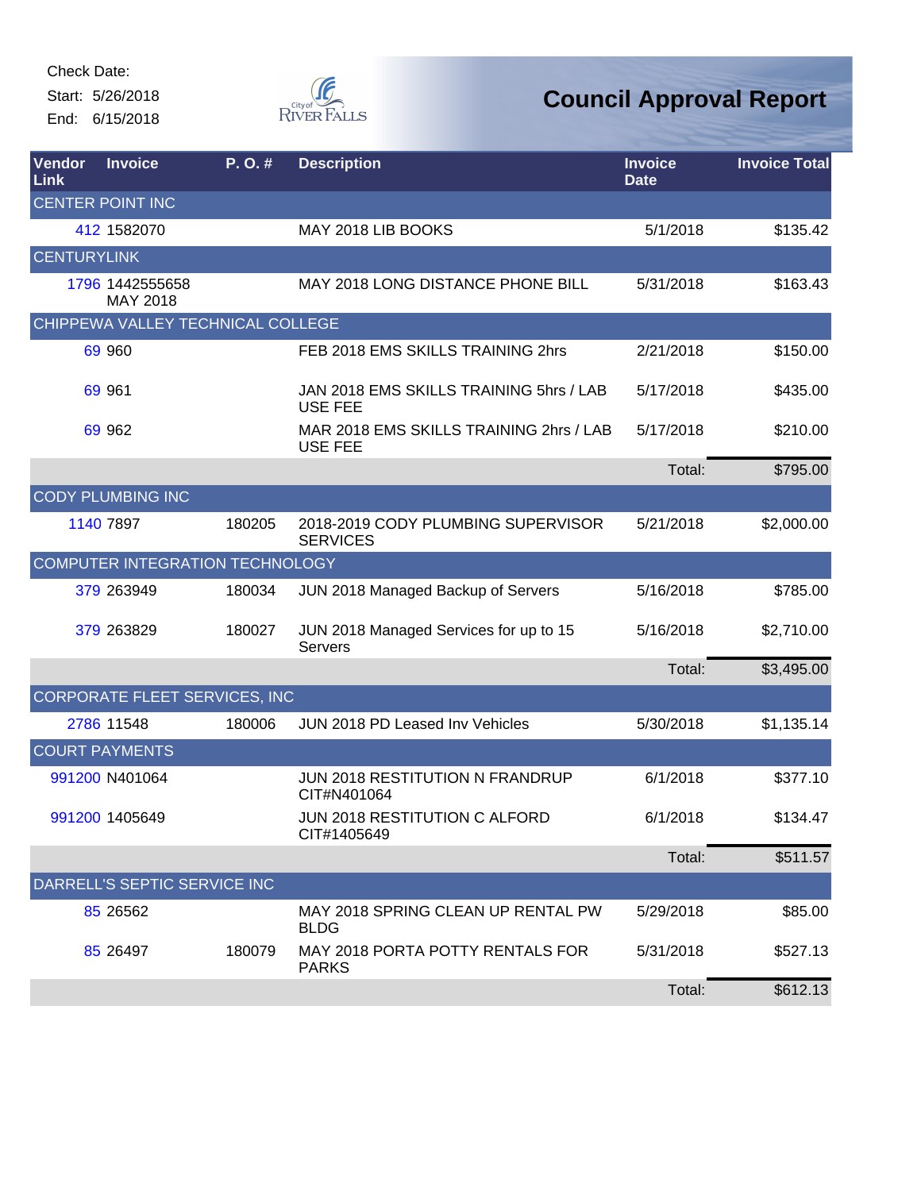Check Date:
Start: 5/26/2018
End: 6/15/2018

City of River Falls

# Council Approval Report

| Vendor Link | Invoice | P. O. # | Description | Invoice Date | Invoice Total |
|---|---|---|---|---|---|
| CENTER POINT INC | | | | | |
| 412 | 1582070 | | MAY 2018 LIB BOOKS | 5/1/2018 | $135.42 |
| CENTURYLINK | | | | | |
| 1796 | 1442555658 MAY 2018 | | MAY 2018 LONG DISTANCE PHONE BILL | 5/31/2018 | $163.43 |
| CHIPPEWA VALLEY TECHNICAL COLLEGE | | | | | |
| 69 | 960 | | FEB 2018 EMS SKILLS TRAINING 2hrs | 2/21/2018 | $150.00 |
| 69 | 961 | | JAN 2018 EMS SKILLS TRAINING 5hrs / LAB USE FEE | 5/17/2018 | $435.00 |
| 69 | 962 | | MAR 2018 EMS SKILLS TRAINING 2hrs / LAB USE FEE | 5/17/2018 | $210.00 |
| | | | | Total: | $795.00 |
| CODY PLUMBING INC | | | | | |
| 1140 | 7897 | 180205 | 2018-2019 CODY PLUMBING SUPERVISOR SERVICES | 5/21/2018 | $2,000.00 |
| COMPUTER INTEGRATION TECHNOLOGY | | | | | |
| 379 | 263949 | 180034 | JUN 2018 Managed Backup of Servers | 5/16/2018 | $785.00 |
| 379 | 263829 | 180027 | JUN 2018 Managed Services for up to 15 Servers | 5/16/2018 | $2,710.00 |
| | | | | Total: | $3,495.00 |
| CORPORATE FLEET SERVICES, INC | | | | | |
| 2786 | 11548 | 180006 | JUN 2018 PD Leased Inv Vehicles | 5/30/2018 | $1,135.14 |
| COURT PAYMENTS | | | | | |
| 991200 | N401064 | | JUN 2018 RESTITUTION N FRANDRUP CIT#N401064 | 6/1/2018 | $377.10 |
| 991200 | 1405649 | | JUN 2018 RESTITUTION C ALFORD CIT#1405649 | 6/1/2018 | $134.47 |
| | | | | Total: | $511.57 |
| DARRELL'S SEPTIC SERVICE INC | | | | | |
| 85 | 26562 | | MAY 2018 SPRING CLEAN UP RENTAL PW BLDG | 5/29/2018 | $85.00 |
| 85 | 26497 | 180079 | MAY 2018 PORTA POTTY RENTALS FOR PARKS | 5/31/2018 | $527.13 |
| | | | | Total: | $612.13 |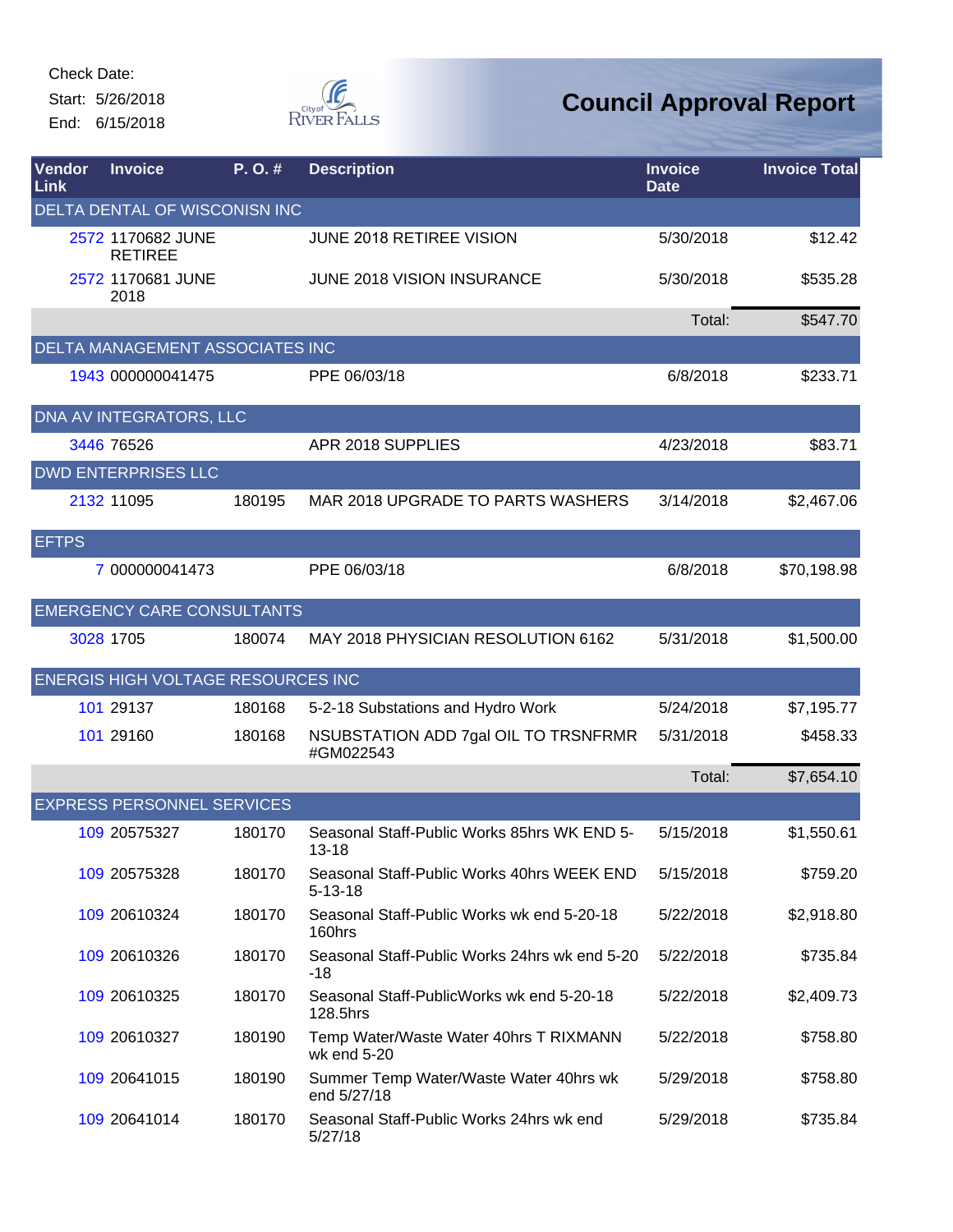Check Date:

Start: 5/26/2018

End: 6/15/2018

# Council Approval Report

| Vendor Link | Invoice | P. O. # | Description | Invoice Date | Invoice Total |
|---|---|---|---|---|---|
| DELTA DENTAL OF WISCONISN INC | | | | | |
| 2572 | 1170682 JUNE RETIREE | | JUNE 2018 RETIREE VISION | 5/30/2018 | $12.42 |
| 2572 | 1170681 JUNE 2018 | | JUNE 2018 VISION INSURANCE | 5/30/2018 | $535.28 |
| | | | | Total: | $547.70 |
| DELTA MANAGEMENT ASSOCIATES INC | | | | | |
| 1943 | 000000041475 | | PPE 06/03/18 | 6/8/2018 | $233.71 |
| DNA AV INTEGRATORS, LLC | | | | | |
| 3446 | 76526 | | APR 2018 SUPPLIES | 4/23/2018 | $83.71 |
| DWD ENTERPRISES LLC | | | | | |
| 2132 | 11095 | 180195 | MAR 2018 UPGRADE TO PARTS WASHERS | 3/14/2018 | $2,467.06 |
| EFTPS | | | | | |
| 7 | 000000041473 | | PPE 06/03/18 | 6/8/2018 | $70,198.98 |
| EMERGENCY CARE CONSULTANTS | | | | | |
| 3028 | 1705 | 180074 | MAY 2018 PHYSICIAN RESOLUTION 6162 | 5/31/2018 | $1,500.00 |
| ENERGIS HIGH VOLTAGE RESOURCES INC | | | | | |
| 101 | 29137 | 180168 | 5-2-18 Substations and Hydro Work | 5/24/2018 | $7,195.77 |
| 101 | 29160 | 180168 | NSUBSTATION ADD 7gal OIL TO TRSNFRMR #GM022543 | 5/31/2018 | $458.33 |
| | | | | Total: | $7,654.10 |
| EXPRESS PERSONNEL SERVICES | | | | | |
| 109 | 20575327 | 180170 | Seasonal Staff-Public Works 85hrs WK END 5-13-18 | 5/15/2018 | $1,550.61 |
| 109 | 20575328 | 180170 | Seasonal Staff-Public Works 40hrs WEEK END 5-13-18 | 5/15/2018 | $759.20 |
| 109 | 20610324 | 180170 | Seasonal Staff-Public Works wk end 5-20-18 160hrs | 5/22/2018 | $2,918.80 |
| 109 | 20610326 | 180170 | Seasonal Staff-Public Works 24hrs wk end 5-20-18 | 5/22/2018 | $735.84 |
| 109 | 20610325 | 180170 | Seasonal Staff-PublicWorks wk end 5-20-18 128.5hrs | 5/22/2018 | $2,409.73 |
| 109 | 20610327 | 180190 | Temp Water/Waste Water 40hrs T RIXMANN wk end 5-20 | 5/22/2018 | $758.80 |
| 109 | 20641015 | 180190 | Summer Temp Water/Waste Water 40hrs wk end 5/27/18 | 5/29/2018 | $758.80 |
| 109 | 20641014 | 180170 | Seasonal Staff-Public Works 24hrs wk end 5/27/18 | 5/29/2018 | $735.84 |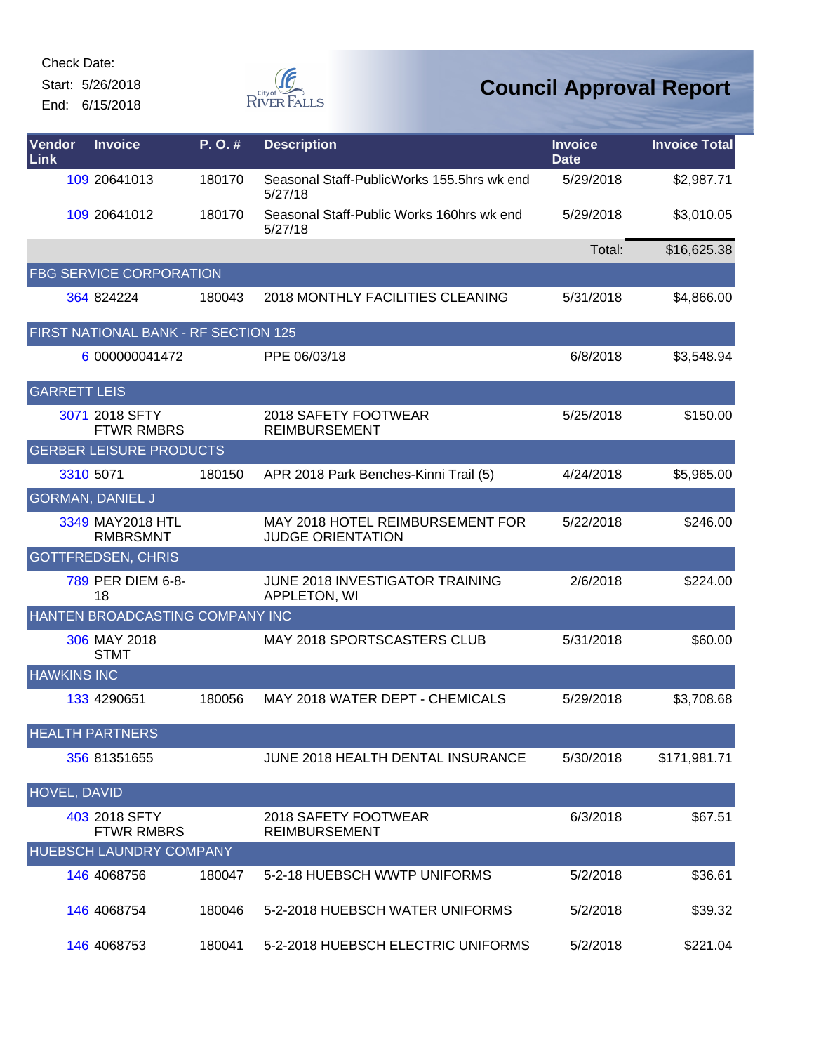Check Date:
Start: 5/26/2018
End: 6/15/2018

# Council Approval Report

| Vendor Link | Invoice | P. O. # | Description | Invoice Date | Invoice Total |
|---|---|---|---|---|---|
| 109 | 20641013 | 180170 | Seasonal Staff-PublicWorks 155.5hrs wk end 5/27/18 | 5/29/2018 | $2,987.71 |
| 109 | 20641012 | 180170 | Seasonal Staff-Public Works 160hrs wk end 5/27/18 | 5/29/2018 | $3,010.05 |
| | | | | Total: | $16,625.38 |
| FBG SERVICE CORPORATION | | | | | |
| 364 | 824224 | 180043 | 2018 MONTHLY FACILITIES CLEANING | 5/31/2018 | $4,866.00 |
| FIRST NATIONAL BANK - RF SECTION 125 | | | | | |
| 6 | 000000041472 | | PPE 06/03/18 | 6/8/2018 | $3,548.94 |
| GARRETT LEIS | | | | | |
| 3071 | 2018 SFTY FTWR RMBRS | | 2018 SAFETY FOOTWEAR REIMBURSEMENT | 5/25/2018 | $150.00 |
| GERBER LEISURE PRODUCTS | | | | | |
| 3310 | 5071 | 180150 | APR 2018 Park Benches-Kinni Trail (5) | 4/24/2018 | $5,965.00 |
| GORMAN, DANIEL J | | | | | |
| 3349 | MAY2018 HTL RMBRSMNT | | MAY 2018 HOTEL REIMBURSEMENT FOR JUDGE ORIENTATION | 5/22/2018 | $246.00 |
| GOTTFREDSEN, CHRIS | | | | | |
| 789 | PER DIEM 6-8-18 | | JUNE 2018 INVESTIGATOR TRAINING APPLETON, WI | 2/6/2018 | $224.00 |
| HANTEN BROADCASTING COMPANY INC | | | | | |
| 306 | MAY 2018 STMT | | MAY 2018 SPORTSCASTERS CLUB | 5/31/2018 | $60.00 |
| HAWKINS INC | | | | | |
| 133 | 4290651 | 180056 | MAY 2018 WATER DEPT - CHEMICALS | 5/29/2018 | $3,708.68 |
| HEALTH PARTNERS | | | | | |
| 356 | 81351655 | | JUNE 2018 HEALTH DENTAL INSURANCE | 5/30/2018 | $171,981.71 |
| HOVEL, DAVID | | | | | |
| 403 | 2018 SFTY FTWR RMBRS | | 2018 SAFETY FOOTWEAR REIMBURSEMENT | 6/3/2018 | $67.51 |
| HUEBSCH LAUNDRY COMPANY | | | | | |
| 146 | 4068756 | 180047 | 5-2-18 HUEBSCH WWTP UNIFORMS | 5/2/2018 | $36.61 |
| 146 | 4068754 | 180046 | 5-2-2018 HUEBSCH WATER UNIFORMS | 5/2/2018 | $39.32 |
| 146 | 4068753 | 180041 | 5-2-2018 HUEBSCH ELECTRIC UNIFORMS | 5/2/2018 | $221.04 |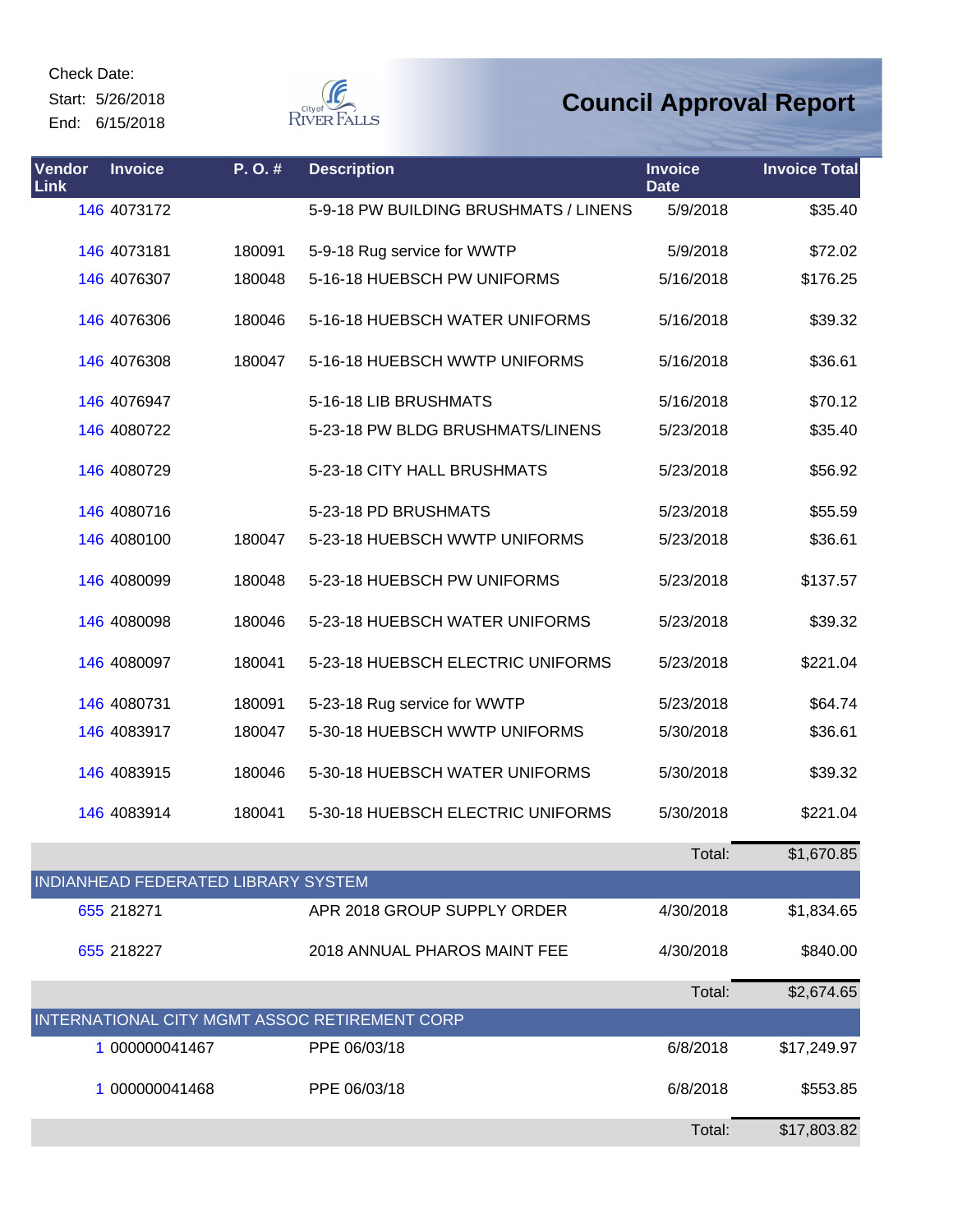Check Date:

Start: 5/26/2018

End: 6/15/2018

# Council Approval Report

| Vendor Link | Invoice | P. O. # | Description | Invoice Date | Invoice Total |
|---|---|---|---|---|---|
| 146 | 4073172 | | 5-9-18 PW BUILDING BRUSHMATS / LINENS | 5/9/2018 | $35.40 |
| 146 | 4073181 | 180091 | 5-9-18 Rug service for WWTP | 5/9/2018 | $72.02 |
| 146 | 4076307 | 180048 | 5-16-18 HUEBSCH PW UNIFORMS | 5/16/2018 | $176.25 |
| 146 | 4076306 | 180046 | 5-16-18 HUEBSCH WATER UNIFORMS | 5/16/2018 | $39.32 |
| 146 | 4076308 | 180047 | 5-16-18 HUEBSCH WWTP UNIFORMS | 5/16/2018 | $36.61 |
| 146 | 4076947 | | 5-16-18 LIB BRUSHMATS | 5/16/2018 | $70.12 |
| 146 | 4080722 | | 5-23-18 PW BLDG BRUSHMATS/LINENS | 5/23/2018 | $35.40 |
| 146 | 4080729 | | 5-23-18 CITY HALL BRUSHMATS | 5/23/2018 | $56.92 |
| 146 | 4080716 | | 5-23-18 PD BRUSHMATS | 5/23/2018 | $55.59 |
| 146 | 4080100 | 180047 | 5-23-18 HUEBSCH WWTP UNIFORMS | 5/23/2018 | $36.61 |
| 146 | 4080099 | 180048 | 5-23-18 HUEBSCH PW UNIFORMS | 5/23/2018 | $137.57 |
| 146 | 4080098 | 180046 | 5-23-18 HUEBSCH WATER UNIFORMS | 5/23/2018 | $39.32 |
| 146 | 4080097 | 180041 | 5-23-18 HUEBSCH ELECTRIC UNIFORMS | 5/23/2018 | $221.04 |
| 146 | 4080731 | 180091 | 5-23-18 Rug service for WWTP | 5/23/2018 | $64.74 |
| 146 | 4083917 | 180047 | 5-30-18 HUEBSCH WWTP UNIFORMS | 5/30/2018 | $36.61 |
| 146 | 4083915 | 180046 | 5-30-18 HUEBSCH WATER UNIFORMS | 5/30/2018 | $39.32 |
| 146 | 4083914 | 180041 | 5-30-18 HUEBSCH ELECTRIC UNIFORMS | 5/30/2018 | $221.04 |
| | | | | Total: | $1,670.85 |
| INDIANHEAD FEDERATED LIBRARY SYSTEM | | | | | |
| 655 | 218271 | | APR 2018 GROUP SUPPLY ORDER | 4/30/2018 | $1,834.65 |
| 655 | 218227 | | 2018 ANNUAL PHAROS MAINT FEE | 4/30/2018 | $840.00 |
| | | | | Total: | $2,674.65 |
| INTERNATIONAL CITY MGMT ASSOC RETIREMENT CORP | | | | | |
| 1 | 000000041467 | | PPE 06/03/18 | 6/8/2018 | $17,249.97 |
| 1 | 000000041468 | | PPE 06/03/18 | 6/8/2018 | $553.85 |
| | | | | Total: | $17,803.82 |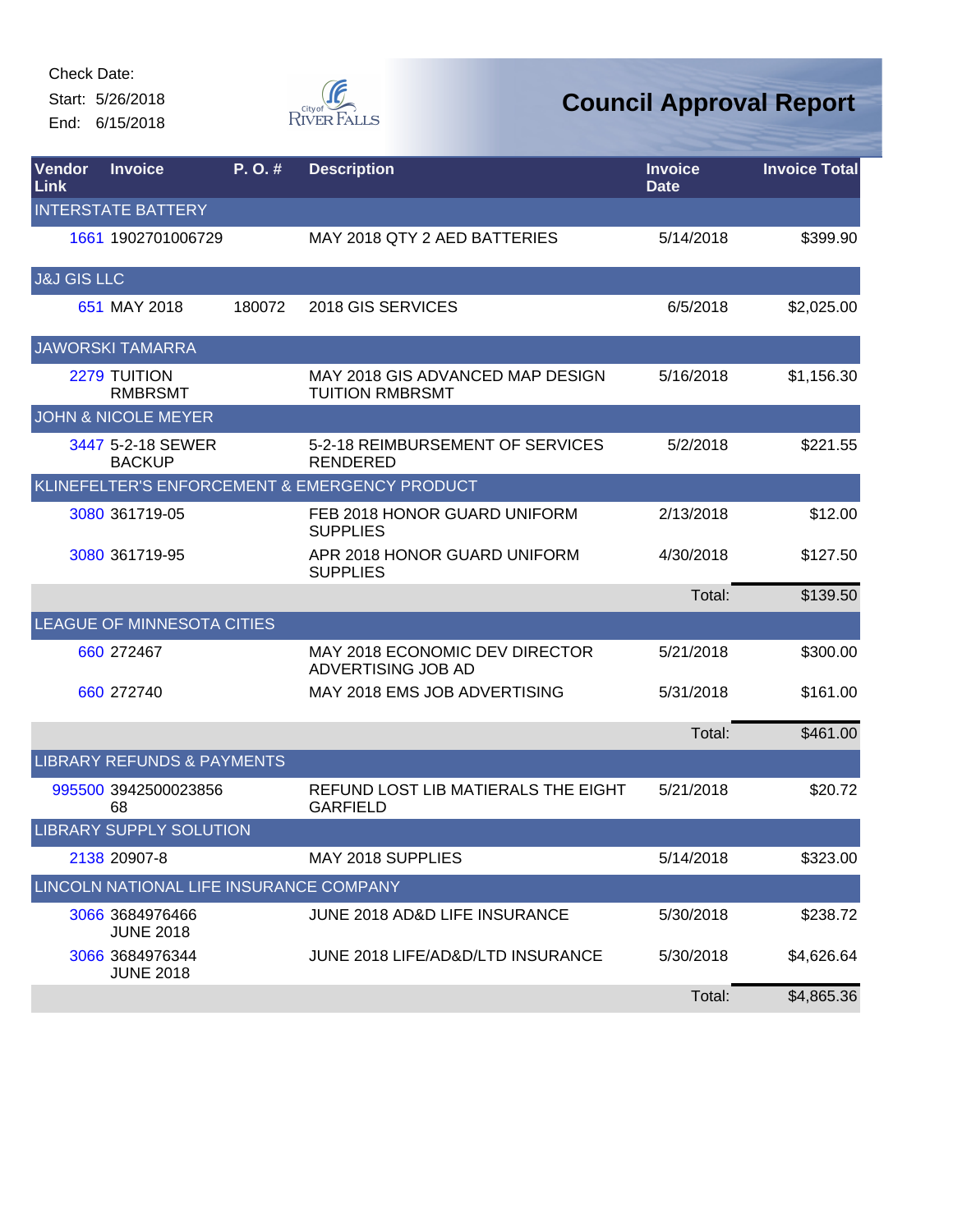Check Date:

Start: 5/26/2018

End: 6/15/2018

# Council Approval Report

| Vendor Link | Invoice | P. O. # | Description | Invoice Date | Invoice Total |
|---|---|---|---|---|---|
| INTERSTATE BATTERY | | | | | |
| 1661 | 1902701006729 | | MAY 2018 QTY 2 AED BATTERIES | 5/14/2018 | $399.90 |
| J&J GIS LLC | | | | | |
| 651 | MAY 2018 | 180072 | 2018 GIS SERVICES | 6/5/2018 | $2,025.00 |
| JAWORSKI TAMARRA | | | | | |
| 2279 | TUITION RMBRSMT | | MAY 2018 GIS ADVANCED MAP DESIGN TUITION RMBRSMT | 5/16/2018 | $1,156.30 |
| JOHN & NICOLE MEYER | | | | | |
| 3447 | 5-2-18 SEWER BACKUP | | 5-2-18 REIMBURSEMENT OF SERVICES RENDERED | 5/2/2018 | $221.55 |
| KLINEFELTER'S ENFORCEMENT & EMERGENCY PRODUCT | | | | | |
| 3080 | 361719-05 | | FEB 2018 HONOR GUARD UNIFORM SUPPLIES | 2/13/2018 | $12.00 |
| 3080 | 361719-95 | | APR 2018 HONOR GUARD UNIFORM SUPPLIES | 4/30/2018 | $127.50 |
| | | | | Total: | $139.50 |
| LEAGUE OF MINNESOTA CITIES | | | | | |
| 660 | 272467 | | MAY 2018 ECONOMIC DEV DIRECTOR ADVERTISING JOB AD | 5/21/2018 | $300.00 |
| 660 | 272740 | | MAY 2018 EMS JOB ADVERTISING | 5/31/2018 | $161.00 |
| | | | | Total: | $461.00 |
| LIBRARY REFUNDS & PAYMENTS | | | | | |
| 995500 | 394250002385668 | | REFUND LOST LIB MATIERALS THE EIGHT GARFIELD | 5/21/2018 | $20.72 |
| LIBRARY SUPPLY SOLUTION | | | | | |
| 2138 | 20907-8 | | MAY 2018 SUPPLIES | 5/14/2018 | $323.00 |
| LINCOLN NATIONAL LIFE INSURANCE COMPANY | | | | | |
| 3066 | 3684976466 JUNE 2018 | | JUNE 2018 AD&D LIFE INSURANCE | 5/30/2018 | $238.72 |
| 3066 | 3684976344 JUNE 2018 | | JUNE 2018 LIFE/AD&D/LTD INSURANCE | 5/30/2018 | $4,626.64 |
| | | | | Total: | $4,865.36 |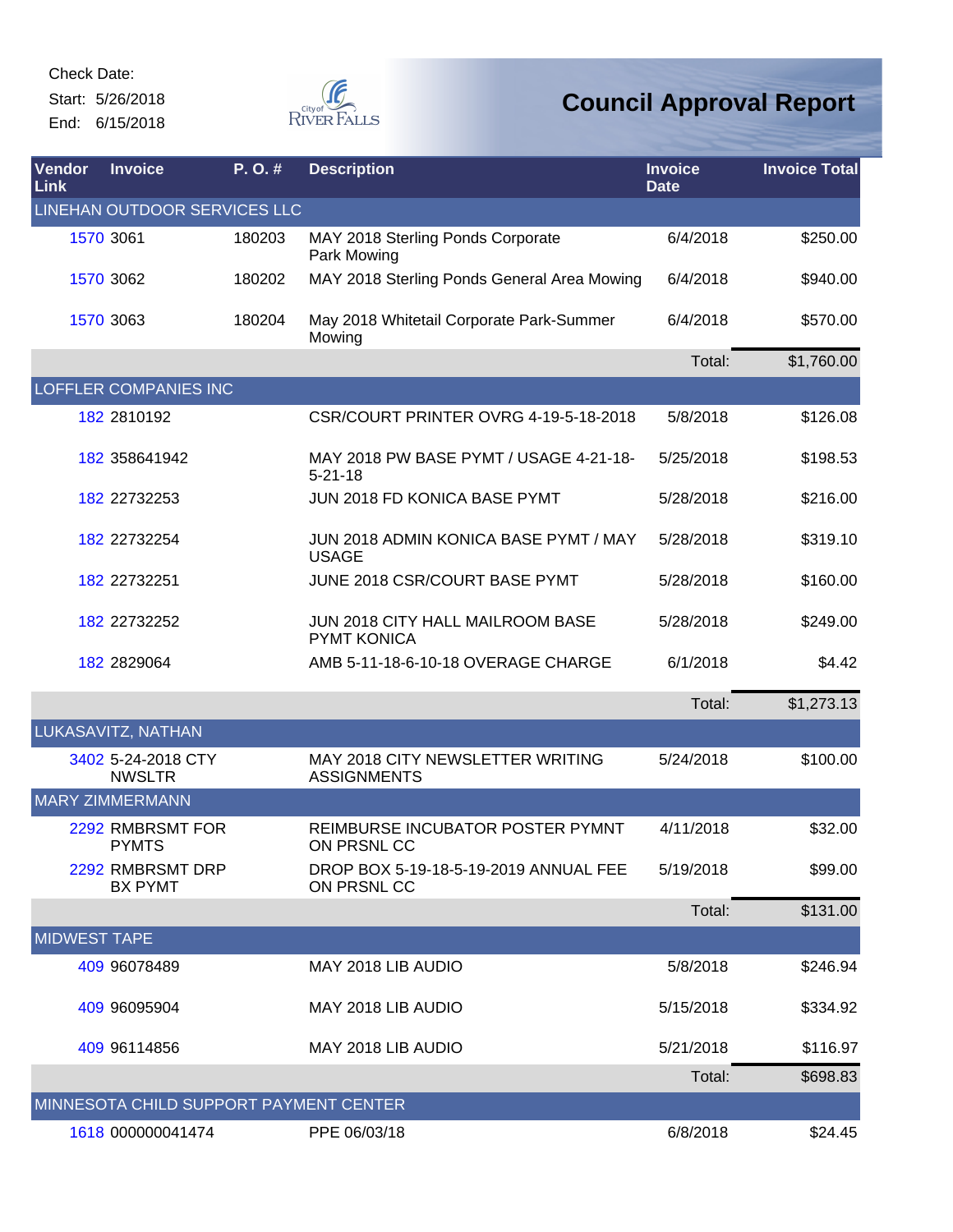Check Date:

Start: 5/26/2018

End: 6/15/2018

# Council Approval Report

| Vendor Link | Invoice | P. O. # | Description | Invoice Date | Invoice Total |
|---|---|---|---|---|---|
| LINEHAN OUTDOOR SERVICES LLC | | | | | |
| 1570 | 3061 | 180203 | MAY 2018 Sterling Ponds Corporate Park Mowing | 6/4/2018 | $250.00 |
| 1570 | 3062 | 180202 | MAY 2018 Sterling Ponds General Area Mowing | 6/4/2018 | $940.00 |
| 1570 | 3063 | 180204 | May 2018 Whitetail Corporate Park-Summer Mowing | 6/4/2018 | $570.00 |
| | | | | Total: | $1,760.00 |
| LOFFLER COMPANIES INC | | | | | |
| 182 | 2810192 | | CSR/COURT PRINTER OVRG 4-19-5-18-2018 | 5/8/2018 | $126.08 |
| 182 | 358641942 | | MAY 2018 PW BASE PYMT / USAGE 4-21-18-5-21-18 | 5/25/2018 | $198.53 |
| 182 | 22732253 | | JUN 2018 FD KONICA BASE PYMT | 5/28/2018 | $216.00 |
| 182 | 22732254 | | JUN 2018 ADMIN KONICA BASE PYMT / MAY USAGE | 5/28/2018 | $319.10 |
| 182 | 22732251 | | JUNE 2018 CSR/COURT BASE PYMT | 5/28/2018 | $160.00 |
| 182 | 22732252 | | JUN 2018 CITY HALL MAILROOM BASE PYMT KONICA | 5/28/2018 | $249.00 |
| 182 | 2829064 | | AMB 5-11-18-6-10-18 OVERAGE CHARGE | 6/1/2018 | $4.42 |
| | | | | Total: | $1,273.13 |
| LUKASAVITZ, NATHAN | | | | | |
| 3402 | 5-24-2018 CTY NWSLTR | | MAY 2018 CITY NEWSLETTER WRITING ASSIGNMENTS | 5/24/2018 | $100.00 |
| MARY ZIMMERMANN | | | | | |
| 2292 | RMBRSMT FOR PYMTS | | REIMBURSE INCUBATOR POSTER PYMNT ON PRSNL CC | 4/11/2018 | $32.00 |
| 2292 | RMBRSMT DRP BX PYMT | | DROP BOX 5-19-18-5-19-2019 ANNUAL FEE ON PRSNL CC | 5/19/2018 | $99.00 |
| | | | | Total: | $131.00 |
| MIDWEST TAPE | | | | | |
| 409 | 96078489 | | MAY 2018 LIB AUDIO | 5/8/2018 | $246.94 |
| 409 | 96095904 | | MAY 2018 LIB AUDIO | 5/15/2018 | $334.92 |
| 409 | 96114856 | | MAY 2018 LIB AUDIO | 5/21/2018 | $116.97 |
| | | | | Total: | $698.83 |
| MINNESOTA CHILD SUPPORT PAYMENT CENTER | | | | | |
| 1618 | 000000041474 | | PPE 06/03/18 | 6/8/2018 | $24.45 |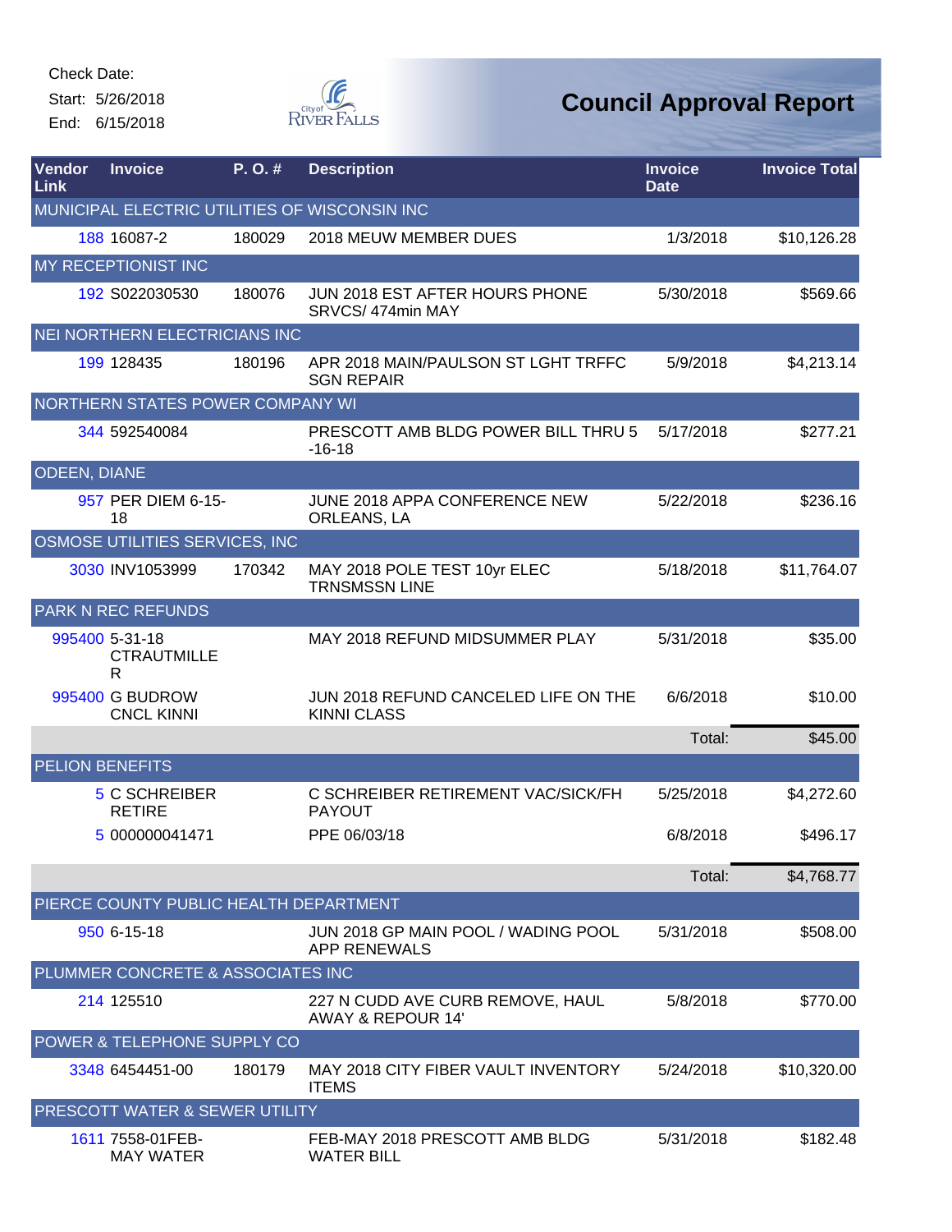Check Date:

Start: 5/26/2018

End: 6/15/2018

# Council Approval Report

| Vendor Link | Invoice | P. O. # | Description | Invoice Date | Invoice Total |
|---|---|---|---|---|---|
| MUNICIPAL ELECTRIC UTILITIES OF WISCONSIN INC | | | | | |
| 188 | 16087-2 | 180029 | 2018 MEUW MEMBER DUES | 1/3/2018 | $10,126.28 |
| MY RECEPTIONIST INC | | | | | |
| 192 | S022030530 | 180076 | JUN 2018 EST AFTER HOURS PHONE SRVCS/ 474min MAY | 5/30/2018 | $569.66 |
| NEI NORTHERN ELECTRICIANS INC | | | | | |
| 199 | 128435 | 180196 | APR 2018 MAIN/PAULSON ST LGHT TRFFC SGN REPAIR | 5/9/2018 | $4,213.14 |
| NORTHERN STATES POWER COMPANY WI | | | | | |
| 344 | 592540084 | | PRESCOTT AMB BLDG POWER BILL THRU 5 -16-18 | 5/17/2018 | $277.21 |
| ODEEN, DIANE | | | | | |
| 957 | PER DIEM 6-15-18 | | JUNE 2018 APPA CONFERENCE NEW ORLEANS, LA | 5/22/2018 | $236.16 |
| OSMOSE UTILITIES SERVICES, INC | | | | | |
| 3030 | INV1053999 | 170342 | MAY 2018 POLE TEST 10yr ELEC TRNSMSSN LINE | 5/18/2018 | $11,764.07 |
| PARK N REC REFUNDS | | | | | |
| 995400 | 5-31-18 CTRAUTMILLER | | MAY 2018 REFUND MIDSUMMER PLAY | 5/31/2018 | $35.00 |
| 995400 | G BUDROW CNCL KINNI | | JUN 2018 REFUND CANCELED LIFE ON THE KINNI CLASS | 6/6/2018 | $10.00 |
| | | | | Total: | $45.00 |
| PELION BENEFITS | | | | | |
| 5 | C SCHREIBER RETIRE | | C SCHREIBER RETIREMENT VAC/SICK/FH PAYOUT | 5/25/2018 | $4,272.60 |
| 5 | 000000041471 | | PPE 06/03/18 | 6/8/2018 | $496.17 |
| | | | | Total: | $4,768.77 |
| PIERCE COUNTY PUBLIC HEALTH DEPARTMENT | | | | | |
| 950 | 6-15-18 | | JUN 2018 GP MAIN POOL / WADING POOL APP RENEWALS | 5/31/2018 | $508.00 |
| PLUMMER CONCRETE & ASSOCIATES INC | | | | | |
| 214 | 125510 | | 227 N CUDD AVE CURB REMOVE, HAUL AWAY & REPOUR 14' | 5/8/2018 | $770.00 |
| POWER & TELEPHONE SUPPLY CO | | | | | |
| 3348 | 6454451-00 | 180179 | MAY 2018 CITY FIBER VAULT INVENTORY ITEMS | 5/24/2018 | $10,320.00 |
| PRESCOTT WATER & SEWER UTILITY | | | | | |
| 1611 | 7558-01FEB-MAY WATER | | FEB-MAY 2018 PRESCOTT AMB BLDG WATER BILL | 5/31/2018 | $182.48 |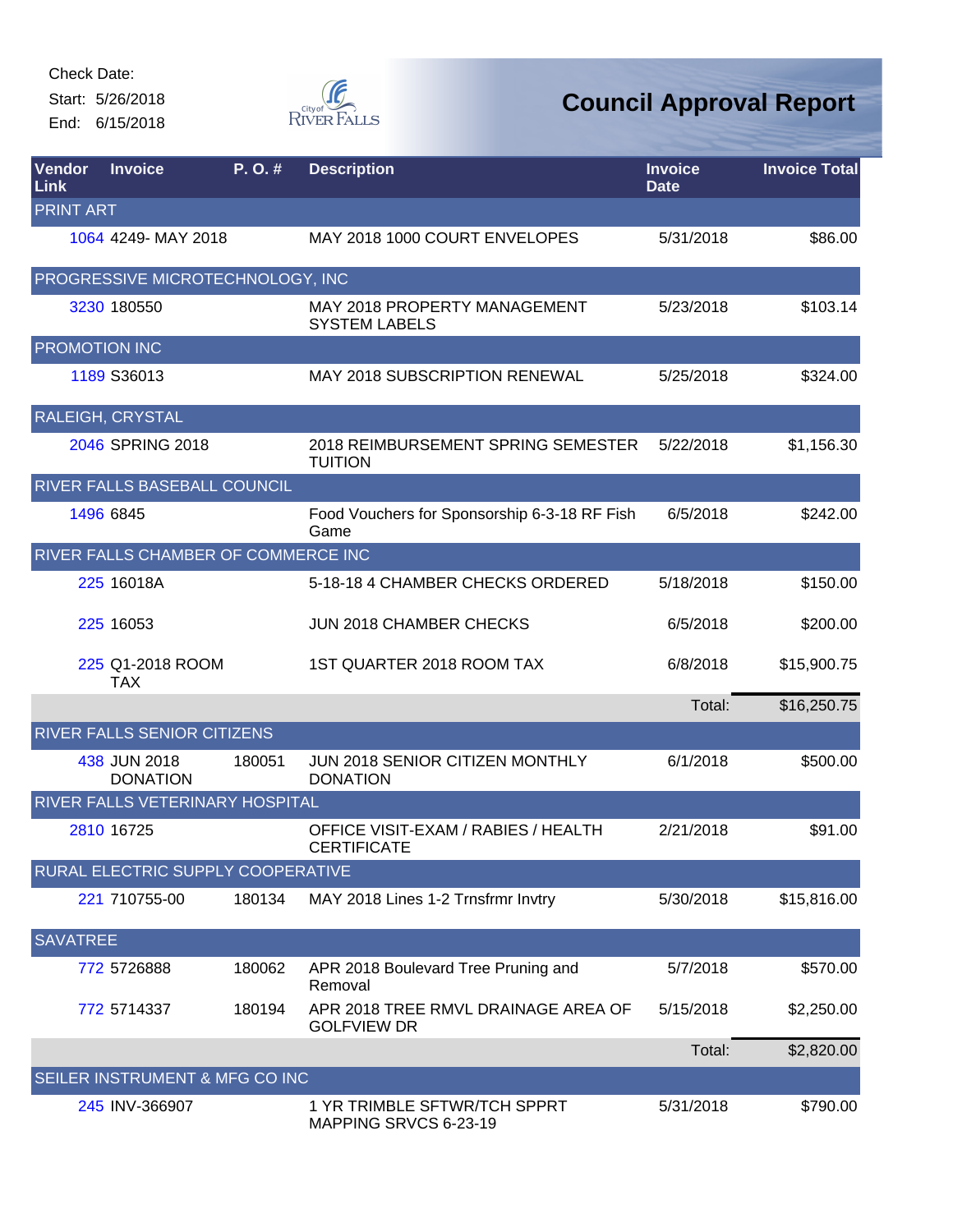Check Date:

Start: 5/26/2018

End: 6/15/2018

# Council Approval Report

| Vendor Link | Invoice | P. O. # | Description | Invoice Date | Invoice Total |
|---|---|---|---|---|---|
| PRINT ART | | | | | |
| 1064 | 4249- MAY 2018 | | MAY 2018 1000 COURT ENVELOPES | 5/31/2018 | $86.00 |
| PROGRESSIVE MICROTECHNOLOGY, INC | | | | | |
| 3230 | 180550 | | MAY 2018 PROPERTY MANAGEMENT SYSTEM LABELS | 5/23/2018 | $103.14 |
| PROMOTION INC | | | | | |
| 1189 | S36013 | | MAY 2018 SUBSCRIPTION RENEWAL | 5/25/2018 | $324.00 |
| RALEIGH, CRYSTAL | | | | | |
| 2046 | SPRING 2018 | | 2018 REIMBURSEMENT SPRING SEMESTER TUITION | 5/22/2018 | $1,156.30 |
| RIVER FALLS BASEBALL COUNCIL | | | | | |
| 1496 | 6845 | | Food Vouchers for Sponsorship 6-3-18 RF Fish Game | 6/5/2018 | $242.00 |
| RIVER FALLS CHAMBER OF COMMERCE INC | | | | | |
| 225 | 16018A | | 5-18-18 4 CHAMBER CHECKS ORDERED | 5/18/2018 | $150.00 |
| 225 | 16053 | | JUN 2018 CHAMBER CHECKS | 6/5/2018 | $200.00 |
| 225 | Q1-2018 ROOM TAX | | 1ST QUARTER 2018 ROOM TAX | 6/8/2018 | $15,900.75 |
| | | | | Total: | $16,250.75 |
| RIVER FALLS SENIOR CITIZENS | | | | | |
| 438 | JUN 2018 DONATION | 180051 | JUN 2018 SENIOR CITIZEN MONTHLY DONATION | 6/1/2018 | $500.00 |
| RIVER FALLS VETERINARY HOSPITAL | | | | | |
| 2810 | 16725 | | OFFICE VISIT-EXAM / RABIES / HEALTH CERTIFICATE | 2/21/2018 | $91.00 |
| RURAL ELECTRIC SUPPLY COOPERATIVE | | | | | |
| 221 | 710755-00 | 180134 | MAY 2018 Lines 1-2 Trnsfrmr Invtry | 5/30/2018 | $15,816.00 |
| SAVATREE | | | | | |
| 772 | 5726888 | 180062 | APR 2018 Boulevard Tree Pruning and Removal | 5/7/2018 | $570.00 |
| 772 | 5714337 | 180194 | APR 2018 TREE RMVL DRAINAGE AREA OF GOLFVIEW DR | 5/15/2018 | $2,250.00 |
| | | | | Total: | $2,820.00 |
| SEILER INSTRUMENT & MFG CO INC | | | | | |
| 245 | INV-366907 | | 1 YR TRIMBLE SFTWR/TCH SPPRT MAPPING SRVCS 6-23-19 | 5/31/2018 | $790.00 |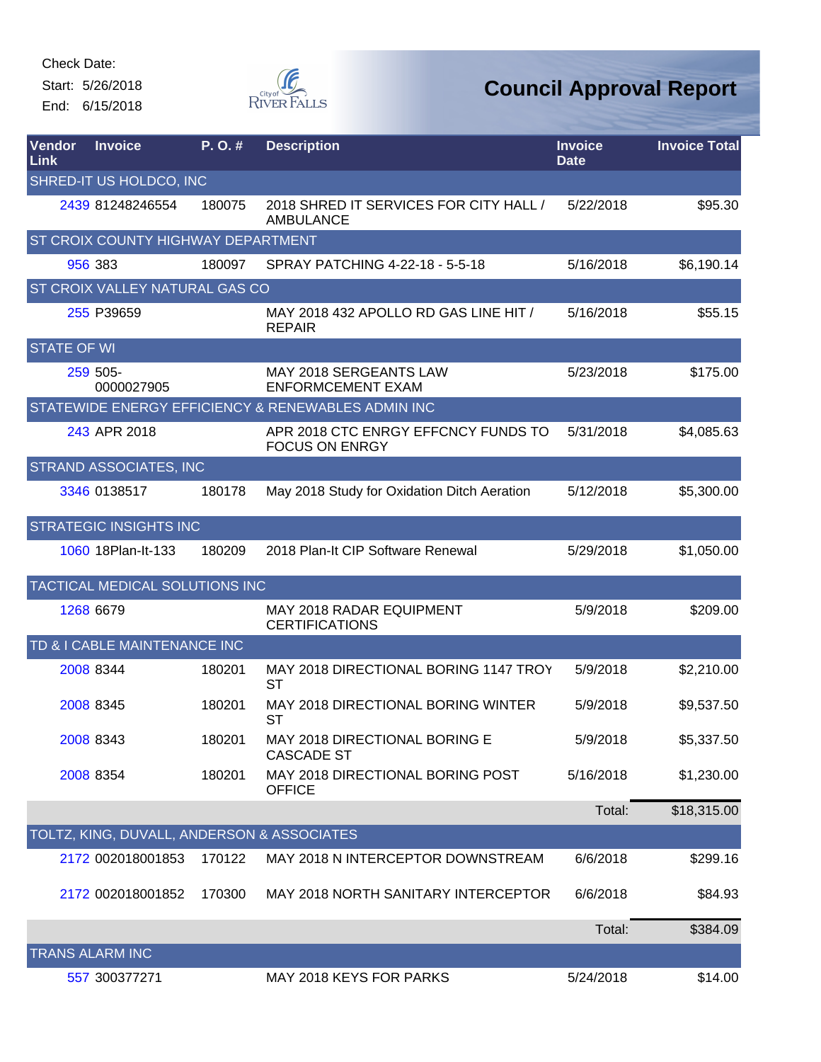Check Date:

Start: 5/26/2018

End: 6/15/2018

# Council Approval Report

| Vendor Link | Invoice | P. O. # | Description | Invoice Date | Invoice Total |
|---|---|---|---|---|---|
| SHRED-IT US HOLDCO, INC | | | | | |
| 2439 | 81248246554 | 180075 | 2018 SHRED IT SERVICES FOR CITY HALL / AMBULANCE | 5/22/2018 | $95.30 |
| ST CROIX COUNTY HIGHWAY DEPARTMENT | | | | | |
| 956 | 383 | 180097 | SPRAY PATCHING 4-22-18 - 5-5-18 | 5/16/2018 | $6,190.14 |
| ST CROIX VALLEY NATURAL GAS CO | | | | | |
| 255 | P39659 | | MAY 2018 432 APOLLO RD GAS LINE HIT / REPAIR | 5/16/2018 | $55.15 |
| STATE OF WI | | | | | |
| 259 | 505-0000027905 | | MAY 2018 SERGEANTS LAW ENFORMCEMENT EXAM | 5/23/2018 | $175.00 |
| STATEWIDE ENERGY EFFICIENCY & RENEWABLES ADMIN INC | | | | | |
| 243 | APR 2018 | | APR 2018 CTC ENRGY EFFCNCY FUNDS TO FOCUS ON ENRGY | 5/31/2018 | $4,085.63 |
| STRAND ASSOCIATES, INC | | | | | |
| 3346 | 0138517 | 180178 | May 2018 Study for Oxidation Ditch Aeration | 5/12/2018 | $5,300.00 |
| STRATEGIC INSIGHTS INC | | | | | |
| 1060 | 18Plan-It-133 | 180209 | 2018 Plan-It CIP Software Renewal | 5/29/2018 | $1,050.00 |
| TACTICAL MEDICAL SOLUTIONS INC | | | | | |
| 1268 | 6679 | | MAY 2018 RADAR EQUIPMENT CERTIFICATIONS | 5/9/2018 | $209.00 |
| TD & I CABLE MAINTENANCE INC | | | | | |
| 2008 | 8344 | 180201 | MAY 2018 DIRECTIONAL BORING 1147 TROY ST | 5/9/2018 | $2,210.00 |
| 2008 | 8345 | 180201 | MAY 2018 DIRECTIONAL BORING WINTER ST | 5/9/2018 | $9,537.50 |
| 2008 | 8343 | 180201 | MAY 2018 DIRECTIONAL BORING E CASCADE ST | 5/9/2018 | $5,337.50 |
| 2008 | 8354 | 180201 | MAY 2018 DIRECTIONAL BORING POST OFFICE | 5/16/2018 | $1,230.00 |
| | | | | Total: | $18,315.00 |
| TOLTZ, KING, DUVALL, ANDERSON & ASSOCIATES | | | | | |
| 2172 | 002018001853 | 170122 | MAY 2018 N INTERCEPTOR DOWNSTREAM | 6/6/2018 | $299.16 |
| 2172 | 002018001852 | 170300 | MAY 2018 NORTH SANITARY INTERCEPTOR | 6/6/2018 | $84.93 |
| | | | | Total: | $384.09 |
| TRANS ALARM INC | | | | | |
| 557 | 300377271 | | MAY 2018 KEYS FOR PARKS | 5/24/2018 | $14.00 |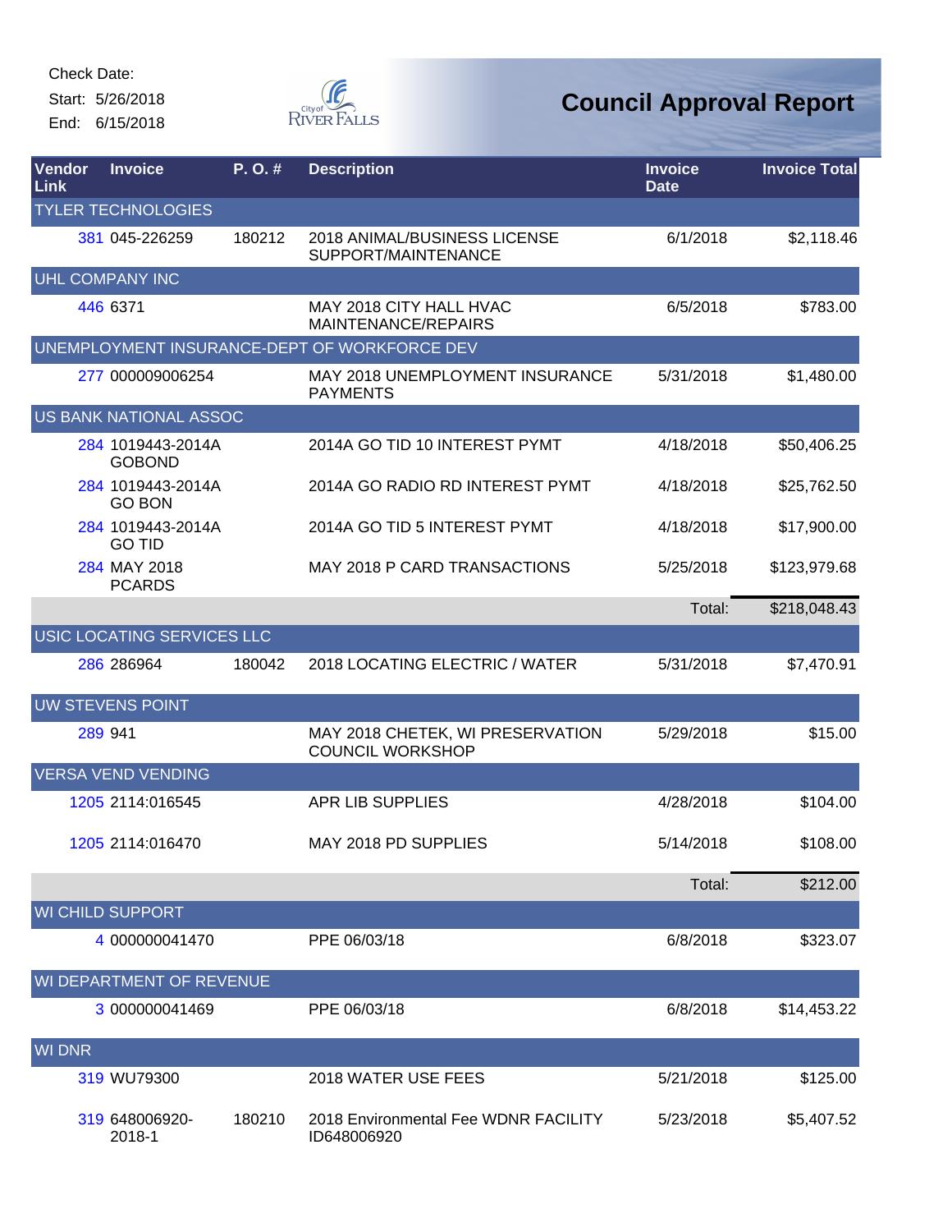Check Date:

Start: 5/26/2018

End: 6/15/2018

# Council Approval Report

| Vendor Link | Invoice | P. O. # | Description | Invoice Date | Invoice Total |
|---|---|---|---|---|---|
| TYLER TECHNOLOGIES | | | | | |
| 381 | 045-226259 | 180212 | 2018 ANIMAL/BUSINESS LICENSE SUPPORT/MAINTENANCE | 6/1/2018 | $2,118.46 |
| UHL COMPANY INC | | | | | |
| 446 | 6371 | | MAY 2018 CITY HALL HVAC MAINTENANCE/REPAIRS | 6/5/2018 | $783.00 |
| UNEMPLOYMENT INSURANCE-DEPT OF WORKFORCE DEV | | | | | |
| 277 | 000009006254 | | MAY 2018 UNEMPLOYMENT INSURANCE PAYMENTS | 5/31/2018 | $1,480.00 |
| US BANK NATIONAL ASSOC | | | | | |
| 284 | 1019443-2014A GOBOND | | 2014A GO TID 10 INTEREST PYMT | 4/18/2018 | $50,406.25 |
| 284 | 1019443-2014A GO BON | | 2014A GO RADIO RD INTEREST PYMT | 4/18/2018 | $25,762.50 |
| 284 | 1019443-2014A GO TID | | 2014A GO TID 5 INTEREST PYMT | 4/18/2018 | $17,900.00 |
| 284 | MAY 2018 PCARDS | | MAY 2018 P CARD TRANSACTIONS | 5/25/2018 | $123,979.68 |
| | | | | Total: | $218,048.43 |
| USIC LOCATING SERVICES LLC | | | | | |
| 286 | 286964 | 180042 | 2018 LOCATING ELECTRIC / WATER | 5/31/2018 | $7,470.91 |
| UW STEVENS POINT | | | | | |
| 289 | 941 | | MAY 2018 CHETEK, WI PRESERVATION COUNCIL WORKSHOP | 5/29/2018 | $15.00 |
| VERSA VEND VENDING | | | | | |
| 1205 | 2114:016545 | | APR LIB SUPPLIES | 4/28/2018 | $104.00 |
| 1205 | 2114:016470 | | MAY 2018 PD SUPPLIES | 5/14/2018 | $108.00 |
| | | | | Total: | $212.00 |
| WI CHILD SUPPORT | | | | | |
| 4 | 000000041470 | | PPE 06/03/18 | 6/8/2018 | $323.07 |
| WI DEPARTMENT OF REVENUE | | | | | |
| 3 | 000000041469 | | PPE 06/03/18 | 6/8/2018 | $14,453.22 |
| WI DNR | | | | | |
| 319 | WU79300 | | 2018 WATER USE FEES | 5/21/2018 | $125.00 |
| 319 | 648006920-2018-1 | 180210 | 2018 Environmental Fee WDNR FACILITY ID648006920 | 5/23/2018 | $5,407.52 |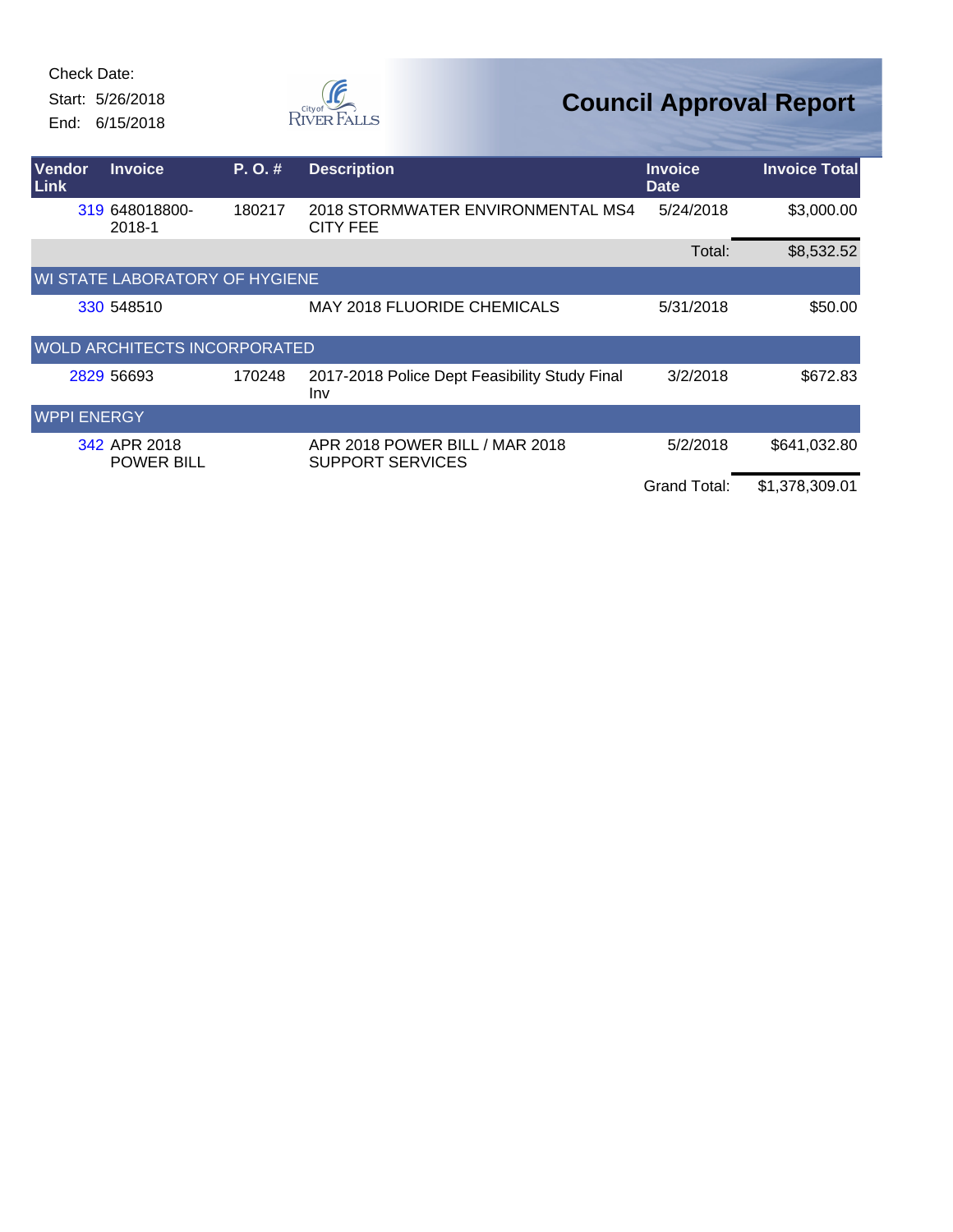Check Date:

Start: 5/26/2018

End: 6/15/2018

# Council Approval Report

| Vendor Link | Invoice | P. O. # | Description | Invoice Date | Invoice Total |
|---|---|---|---|---|---|
| 319 | 648018800-2018-1 | 180217 | 2018 STORMWATER ENVIRONMENTAL MS4 CITY FEE | 5/24/2018 | $3,000.00 |
| | | | | Total: | $8,532.52 |
| WI STATE LABORATORY OF HYGIENE | | | | | |
| 330 | 548510 | | MAY 2018 FLUORIDE CHEMICALS | 5/31/2018 | $50.00 |
| WOLD ARCHITECTS INCORPORATED | | | | | |
| 2829 | 56693 | 170248 | 2017-2018 Police Dept Feasibility Study Final Inv | 3/2/2018 | $672.83 |
| WPPI ENERGY | | | | | |
| 342 | APR 2018 POWER BILL | | APR 2018 POWER BILL / MAR 2018 SUPPORT SERVICES | 5/2/2018 | $641,032.80 |
| | | | | Grand Total: | $1,378,309.01 |